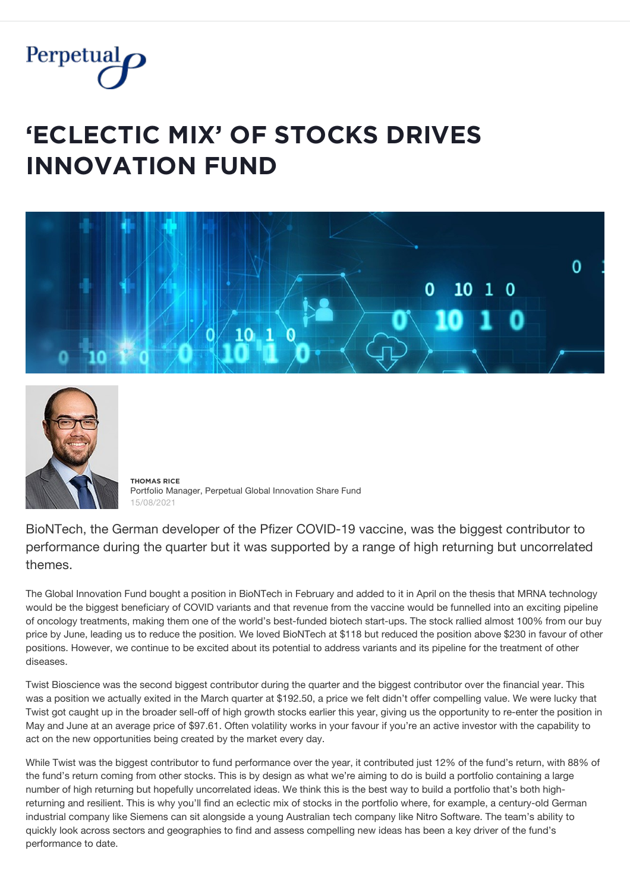Perpetual

# 'ECLECTIC MIX' OF STOCKS DRIVES INNOVATION FUND

**THOMAS RICE**
Portfolio Manager, Perpetual Global Innovation Share Fund
15/08/2021

BioNTech, the German developer of the Pfizer COVID-19 vaccine, was the biggest contributor to performance during the quarter but it was supported by a range of high returning but uncorrelated themes.

The Global Innovation Fund bought a position in BioNTech in February and added to it in April on the thesis that MRNA technology would be the biggest beneficiary of COVID variants and that revenue from the vaccine would be funnelled into an exciting pipeline of oncology treatments, making them one of the world's best-funded biotech start-ups. The stock rallied almost 100% from our buy price by June, leading us to reduce the position. We loved BioNTech at $118 but reduced the position above $230 in favour of other positions. However, we continue to be excited about its potential to address variants and its pipeline for the treatment of other diseases.

Twist Bioscience was the second biggest contributor during the quarter and the biggest contributor over the financial year. This was a position we actually exited in the March quarter at $192.50, a price we felt didn't offer compelling value. We were lucky that Twist got caught up in the broader sell-off of high growth stocks earlier this year, giving us the opportunity to re-enter the position in May and June at an average price of $97.61. Often volatility works in your favour if you're an active investor with the capability to act on the new opportunities being created by the market every day.

While Twist was the biggest contributor to fund performance over the year, it contributed just 12% of the fund's return, with 88% of the fund's return coming from other stocks. This is by design as what we're aiming to do is build a portfolio containing a large number of high returning but hopefully uncorrelated ideas. We think this is the best way to build a portfolio that's both high-returning and resilient. This is why you'll find an eclectic mix of stocks in the portfolio where, for example, a century-old German industrial company like Siemens can sit alongside a young Australian tech company like Nitro Software. The team's ability to quickly look across sectors and geographies to find and assess compelling new ideas has been a key driver of the fund's performance to date.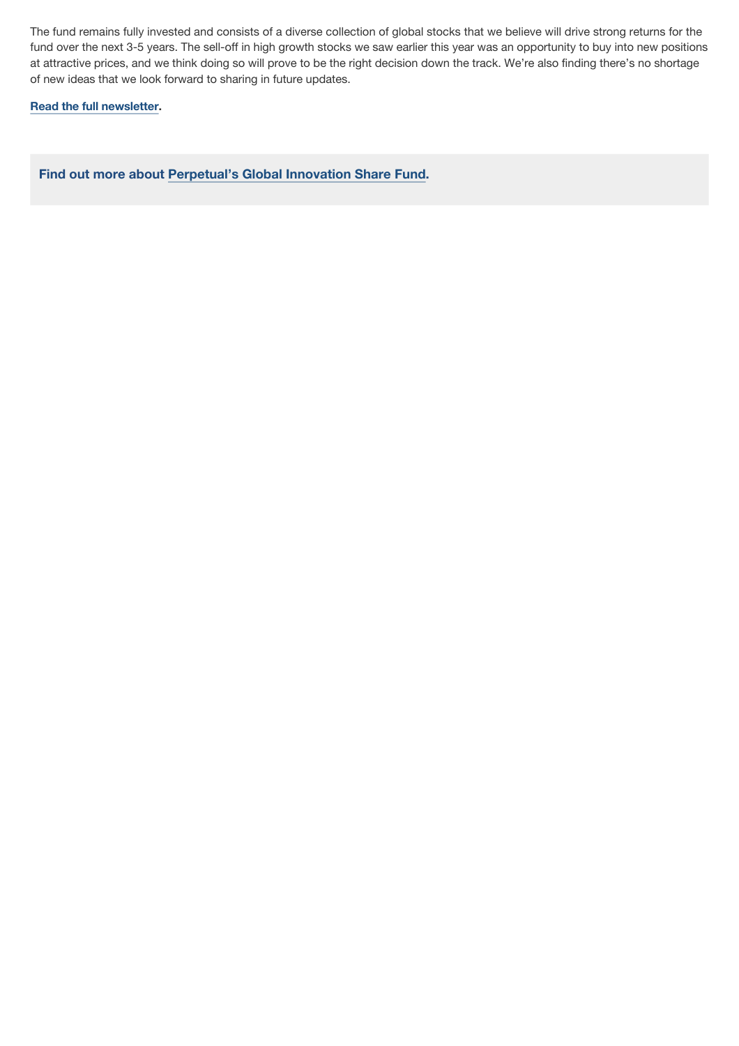The fund remains fully invested and consists of a diverse collection of global stocks that we believe will drive strong returns for the fund over the next 3-5 years. The sell-off in high growth stocks we saw earlier this year was an opportunity to buy into new positions at attractive prices, and we think doing so will prove to be the right decision down the track. We're also finding there's no shortage of new ideas that we look forward to sharing in future updates.

**Read the full newsletter.**

**Find out more about Perpetual's Global Innovation Share Fund.**